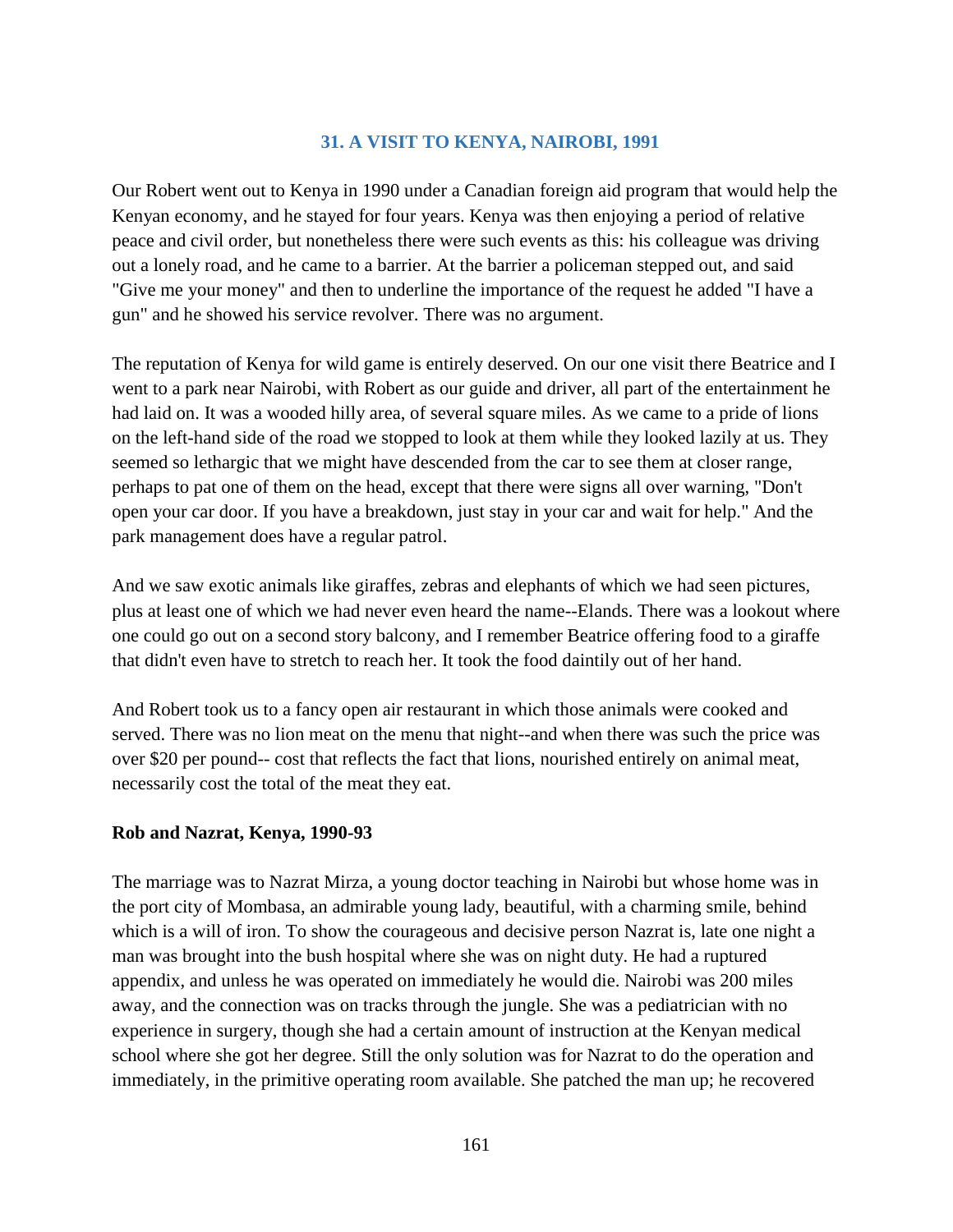## 31. A VISIT TO KENYA, NAIROBI, 1991

Our Robert went out to Kenya in 1990 under a Canadian foreign aid program that would help the Kenyan economy, and he stayed for four years. Kenya was then enjoying a period of relative peace and civil order, but nonetheless there were such events as this: his colleague was driving out a lonely road, and he came to a barrier. At the barrier a policeman stepped out, and said "Give me your money" and then to underline the importance of the request he added "I have a gun" and he showed his service revolver. There was no argument.

The reputation of Kenya for wild game is entirely deserved. On our one visit there Beatrice and I went to a park near Nairobi, with Robert as our guide and driver, all part of the entertainment he had laid on. It was a wooded hilly area, of several square miles. As we came to a pride of lions on the left-hand side of the road we stopped to look at them while they looked lazily at us. They seemed so lethargic that we might have descended from the car to see them at closer range, perhaps to pat one of them on the head, except that there were signs all over warning, "Don't open your car door. If you have a breakdown, just stay in your car and wait for help." And the park management does have a regular patrol.

And we saw exotic animals like giraffes, zebras and elephants of which we had seen pictures, plus at least one of which we had never even heard the name--Elands. There was a lookout where one could go out on a second story balcony, and I remember Beatrice offering food to a giraffe that didn't even have to stretch to reach her. It took the food daintily out of her hand.

And Robert took us to a fancy open air restaurant in which those animals were cooked and served. There was no lion meat on the menu that night--and when there was such the price was over $20 per pound-- cost that reflects the fact that lions, nourished entirely on animal meat, necessarily cost the total of the meat they eat.

**Rob and Nazrat, Kenya, 1990-93**

The marriage was to Nazrat Mirza, a young doctor teaching in Nairobi but whose home was in the port city of Mombasa, an admirable young lady, beautiful, with a charming smile, behind which is a will of iron. To show the courageous and decisive person Nazrat is, late one night a man was brought into the bush hospital where she was on night duty. He had a ruptured appendix, and unless he was operated on immediately he would die. Nairobi was 200 miles away, and the connection was on tracks through the jungle. She was a pediatrician with no experience in surgery, though she had a certain amount of instruction at the Kenyan medical school where she got her degree. Still the only solution was for Nazrat to do the operation and immediately, in the primitive operating room available. She patched the man up; he recovered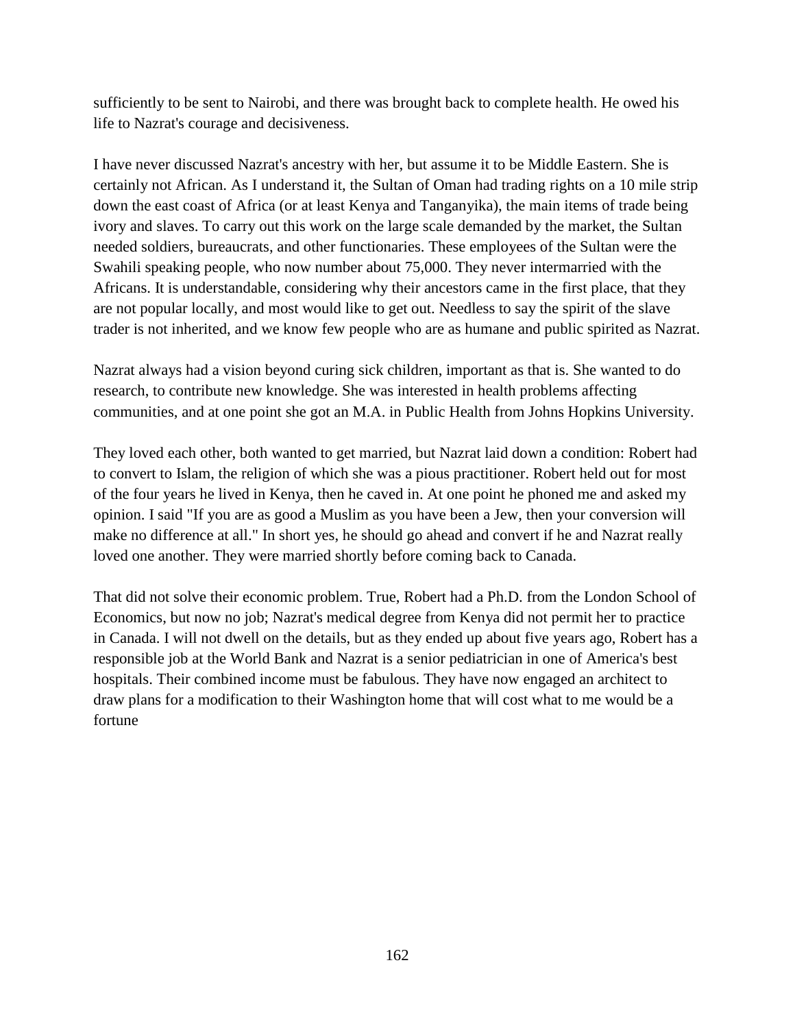sufficiently to be sent to Nairobi, and there was brought back to complete health. He owed his life to Nazrat's courage and decisiveness.

I have never discussed Nazrat's ancestry with her, but assume it to be Middle Eastern. She is certainly not African. As I understand it, the Sultan of Oman had trading rights on a 10 mile strip down the east coast of Africa (or at least Kenya and Tanganyika), the main items of trade being ivory and slaves. To carry out this work on the large scale demanded by the market, the Sultan needed soldiers, bureaucrats, and other functionaries. These employees of the Sultan were the Swahili speaking people, who now number about 75,000. They never intermarried with the Africans. It is understandable, considering why their ancestors came in the first place, that they are not popular locally, and most would like to get out. Needless to say the spirit of the slave trader is not inherited, and we know few people who are as humane and public spirited as Nazrat.

Nazrat always had a vision beyond curing sick children, important as that is. She wanted to do research, to contribute new knowledge. She was interested in health problems affecting communities, and at one point she got an M.A. in Public Health from Johns Hopkins University.

They loved each other, both wanted to get married, but Nazrat laid down a condition: Robert had to convert to Islam, the religion of which she was a pious practitioner. Robert held out for most of the four years he lived in Kenya, then he caved in. At one point he phoned me and asked my opinion. I said "If you are as good a Muslim as you have been a Jew, then your conversion will make no difference at all." In short yes, he should go ahead and convert if he and Nazrat really loved one another. They were married shortly before coming back to Canada.

That did not solve their economic problem. True, Robert had a Ph.D. from the London School of Economics, but now no job; Nazrat's medical degree from Kenya did not permit her to practice in Canada. I will not dwell on the details, but as they ended up about five years ago, Robert has a responsible job at the World Bank and Nazrat is a senior pediatrician in one of America's best hospitals. Their combined income must be fabulous. They have now engaged an architect to draw plans for a modification to their Washington home that will cost what to me would be a fortune